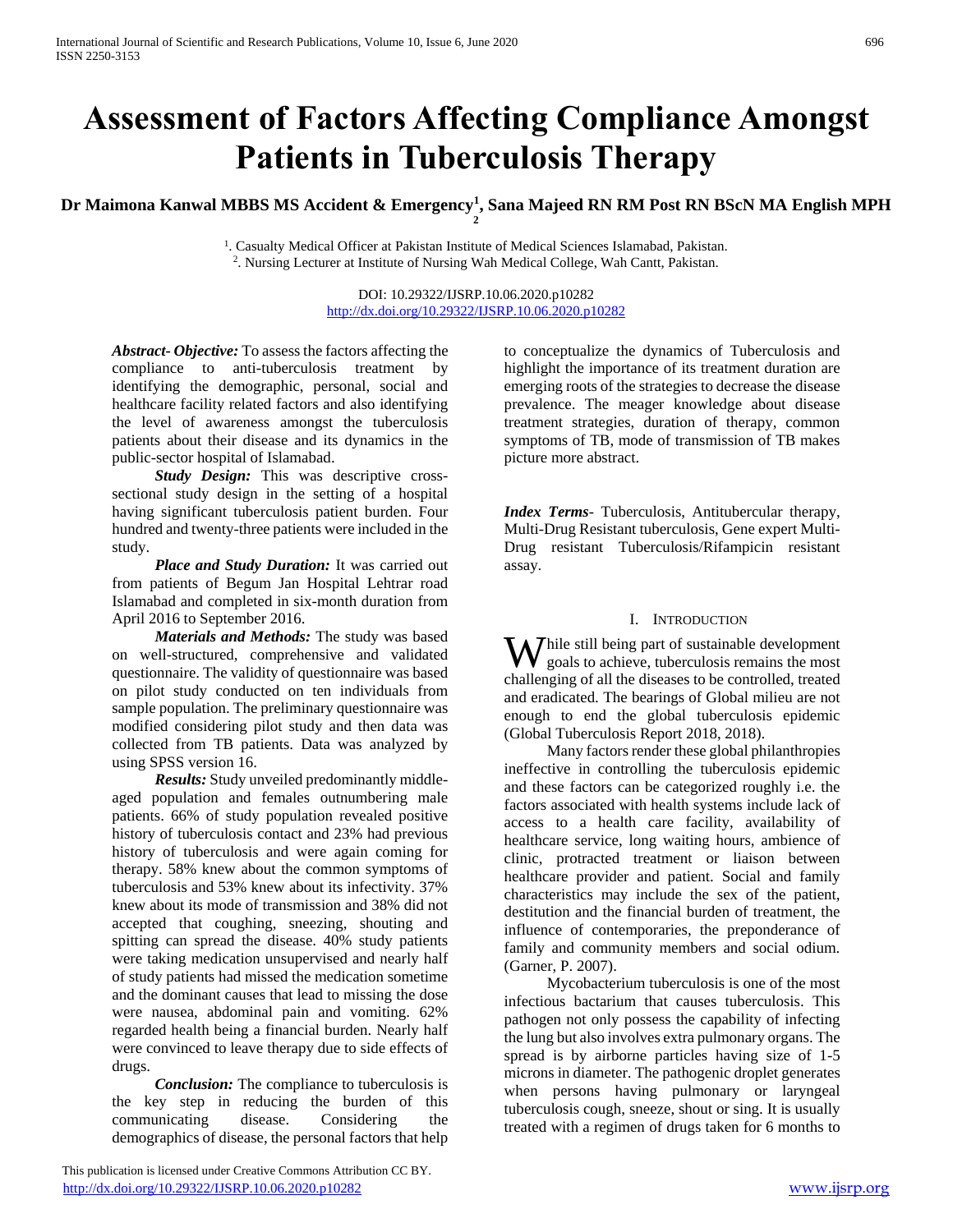# Assessment of Factors Affecting Compliance Amongst Patients in Tuberculosis Therapy

**Dr Maimona Kanwal MBBS MS Accident & Emergency[1], Sana Majeed RN RM Post RN BScN MA English MPH [2]**

[1]. Casualty Medical Officer at Pakistan Institute of Medical Sciences Islamabad, Pakistan.
[2]. Nursing Lecturer at Institute of Nursing Wah Medical College, Wah Cantt, Pakistan.

DOI: 10.29322/IJSRP.10.06.2020.p10282
http://dx.doi.org/10.29322/IJSRP.10.06.2020.p10282

***Abstract- Objective:*** To assess the factors affecting the compliance to anti-tuberculosis treatment by identifying the demographic, personal, social and healthcare facility related factors and also identifying the level of awareness amongst the tuberculosis patients about their disease and its dynamics in the public-sector hospital of Islamabad.

***Study Design:*** This was descriptive cross-sectional study design in the setting of a hospital having significant tuberculosis patient burden. Four hundred and twenty-three patients were included in the study.

***Place and Study Duration:*** It was carried out from patients of Begum Jan Hospital Lehtrar road Islamabad and completed in six-month duration from April 2016 to September 2016.

***Materials and Methods:*** The study was based on well-structured, comprehensive and validated questionnaire. The validity of questionnaire was based on pilot study conducted on ten individuals from sample population. The preliminary questionnaire was modified considering pilot study and then data was collected from TB patients. Data was analyzed by using SPSS version 16.

***Results:*** Study unveiled predominantly middle-aged population and females outnumbering male patients. 66% of study population revealed positive history of tuberculosis contact and 23% had previous history of tuberculosis and were again coming for therapy. 58% knew about the common symptoms of tuberculosis and 53% knew about its infectivity. 37% knew about its mode of transmission and 38% did not accepted that coughing, sneezing, shouting and spitting can spread the disease. 40% study patients were taking medication unsupervised and nearly half of study patients had missed the medication sometime and the dominant causes that lead to missing the dose were nausea, abdominal pain and vomiting. 62% regarded health being a financial burden. Nearly half were convinced to leave therapy due to side effects of drugs.

***Conclusion:*** The compliance to tuberculosis is the key step in reducing the burden of this communicating disease. Considering the demographics of disease, the personal factors that help to conceptualize the dynamics of Tuberculosis and highlight the importance of its treatment duration are emerging roots of the strategies to decrease the disease prevalence. The meager knowledge about disease treatment strategies, duration of therapy, common symptoms of TB, mode of transmission of TB makes picture more abstract.

***Index Terms***- Tuberculosis, Antitubercular therapy, Multi-Drug Resistant tuberculosis, Gene expert Multi-Drug resistant Tuberculosis/Rifampicin resistant assay.

## I. Introduction

While still being part of sustainable development goals to achieve, tuberculosis remains the most challenging of all the diseases to be controlled, treated and eradicated. The bearings of Global milieu are not enough to end the global tuberculosis epidemic (Global Tuberculosis Report 2018, 2018).

Many factors render these global philanthropies ineffective in controlling the tuberculosis epidemic and these factors can be categorized roughly i.e. the factors associated with health systems include lack of access to a health care facility, availability of healthcare service, long waiting hours, ambience of clinic, protracted treatment or liaison between healthcare provider and patient. Social and family characteristics may include the sex of the patient, destitution and the financial burden of treatment, the influence of contemporaries, the preponderance of family and community members and social odium. (Garner, P. 2007).

Mycobacterium tuberculosis is one of the most infectious bactarium that causes tuberculosis. This pathogen not only possess the capability of infecting the lung but also involves extra pulmonary organs. The spread is by airborne particles having size of 1-5 microns in diameter. The pathogenic droplet generates when persons having pulmonary or laryngeal tuberculosis cough, sneeze, shout or sing. It is usually treated with a regimen of drugs taken for 6 months to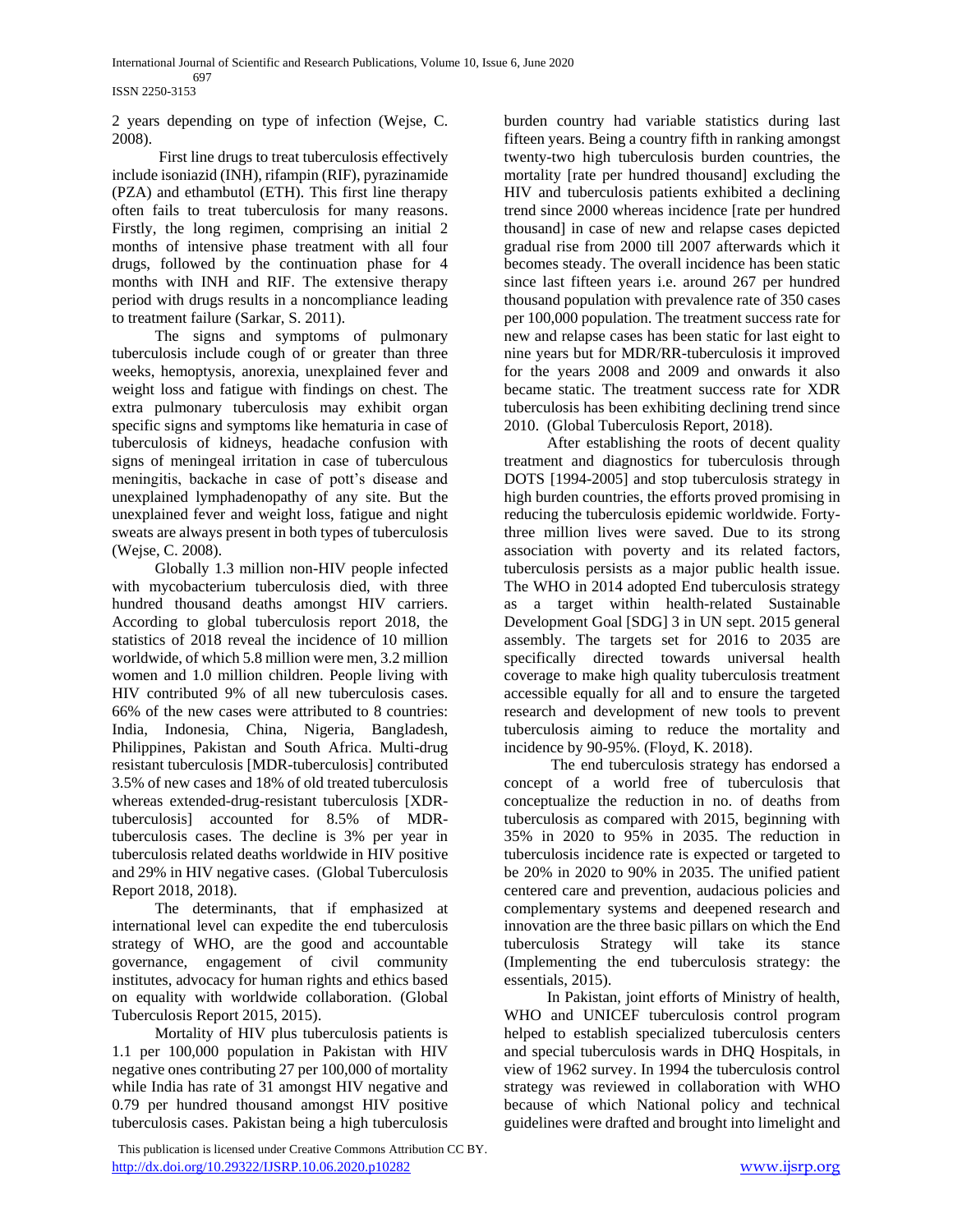2 years depending on type of infection (Wejse, C. 2008).

First line drugs to treat tuberculosis effectively include isoniazid (INH), rifampin (RIF), pyrazinamide (PZA) and ethambutol (ETH). This first line therapy often fails to treat tuberculosis for many reasons. Firstly, the long regimen, comprising an initial 2 months of intensive phase treatment with all four drugs, followed by the continuation phase for 4 months with INH and RIF. The extensive therapy period with drugs results in a noncompliance leading to treatment failure (Sarkar, S. 2011).

The signs and symptoms of pulmonary tuberculosis include cough of or greater than three weeks, hemoptysis, anorexia, unexplained fever and weight loss and fatigue with findings on chest. The extra pulmonary tuberculosis may exhibit organ specific signs and symptoms like hematuria in case of tuberculosis of kidneys, headache confusion with signs of meningeal irritation in case of tuberculous meningitis, backache in case of pott's disease and unexplained lymphadenopathy of any site. But the unexplained fever and weight loss, fatigue and night sweats are always present in both types of tuberculosis (Wejse, C. 2008).

Globally 1.3 million non-HIV people infected with mycobacterium tuberculosis died, with three hundred thousand deaths amongst HIV carriers. According to global tuberculosis report 2018, the statistics of 2018 reveal the incidence of 10 million worldwide, of which 5.8 million were men, 3.2 million women and 1.0 million children. People living with HIV contributed 9% of all new tuberculosis cases. 66% of the new cases were attributed to 8 countries: India, Indonesia, China, Nigeria, Bangladesh, Philippines, Pakistan and South Africa. Multi-drug resistant tuberculosis [MDR-tuberculosis] contributed 3.5% of new cases and 18% of old treated tuberculosis whereas extended-drug-resistant tuberculosis [XDR-tuberculosis] accounted for 8.5% of MDR-tuberculosis cases. The decline is 3% per year in tuberculosis related deaths worldwide in HIV positive and 29% in HIV negative cases. (Global Tuberculosis Report 2018, 2018).

The determinants, that if emphasized at international level can expedite the end tuberculosis strategy of WHO, are the good and accountable governance, engagement of civil community institutes, advocacy for human rights and ethics based on equality with worldwide collaboration. (Global Tuberculosis Report 2015, 2015).

Mortality of HIV plus tuberculosis patients is 1.1 per 100,000 population in Pakistan with HIV negative ones contributing 27 per 100,000 of mortality while India has rate of 31 amongst HIV negative and 0.79 per hundred thousand amongst HIV positive tuberculosis cases. Pakistan being a high tuberculosis burden country had variable statistics during last fifteen years. Being a country fifth in ranking amongst twenty-two high tuberculosis burden countries, the mortality [rate per hundred thousand] excluding the HIV and tuberculosis patients exhibited a declining trend since 2000 whereas incidence [rate per hundred thousand] in case of new and relapse cases depicted gradual rise from 2000 till 2007 afterwards which it becomes steady. The overall incidence has been static since last fifteen years i.e. around 267 per hundred thousand population with prevalence rate of 350 cases per 100,000 population. The treatment success rate for new and relapse cases has been static for last eight to nine years but for MDR/RR-tuberculosis it improved for the years 2008 and 2009 and onwards it also became static. The treatment success rate for XDR tuberculosis has been exhibiting declining trend since 2010. (Global Tuberculosis Report, 2018).

After establishing the roots of decent quality treatment and diagnostics for tuberculosis through DOTS [1994-2005] and stop tuberculosis strategy in high burden countries, the efforts proved promising in reducing the tuberculosis epidemic worldwide. Forty-three million lives were saved. Due to its strong association with poverty and its related factors, tuberculosis persists as a major public health issue. The WHO in 2014 adopted End tuberculosis strategy as a target within health-related Sustainable Development Goal [SDG] 3 in UN sept. 2015 general assembly. The targets set for 2016 to 2035 are specifically directed towards universal health coverage to make high quality tuberculosis treatment accessible equally for all and to ensure the targeted research and development of new tools to prevent tuberculosis aiming to reduce the mortality and incidence by 90-95%. (Floyd, K. 2018).

The end tuberculosis strategy has endorsed a concept of a world free of tuberculosis that conceptualize the reduction in no. of deaths from tuberculosis as compared with 2015, beginning with 35% in 2020 to 95% in 2035. The reduction in tuberculosis incidence rate is expected or targeted to be 20% in 2020 to 90% in 2035. The unified patient centered care and prevention, audacious policies and complementary systems and deepened research and innovation are the three basic pillars on which the End tuberculosis Strategy will take its stance (Implementing the end tuberculosis strategy: the essentials, 2015).

In Pakistan, joint efforts of Ministry of health, WHO and UNICEF tuberculosis control program helped to establish specialized tuberculosis centers and special tuberculosis wards in DHQ Hospitals, in view of 1962 survey. In 1994 the tuberculosis control strategy was reviewed in collaboration with WHO because of which National policy and technical guidelines were drafted and brought into limelight and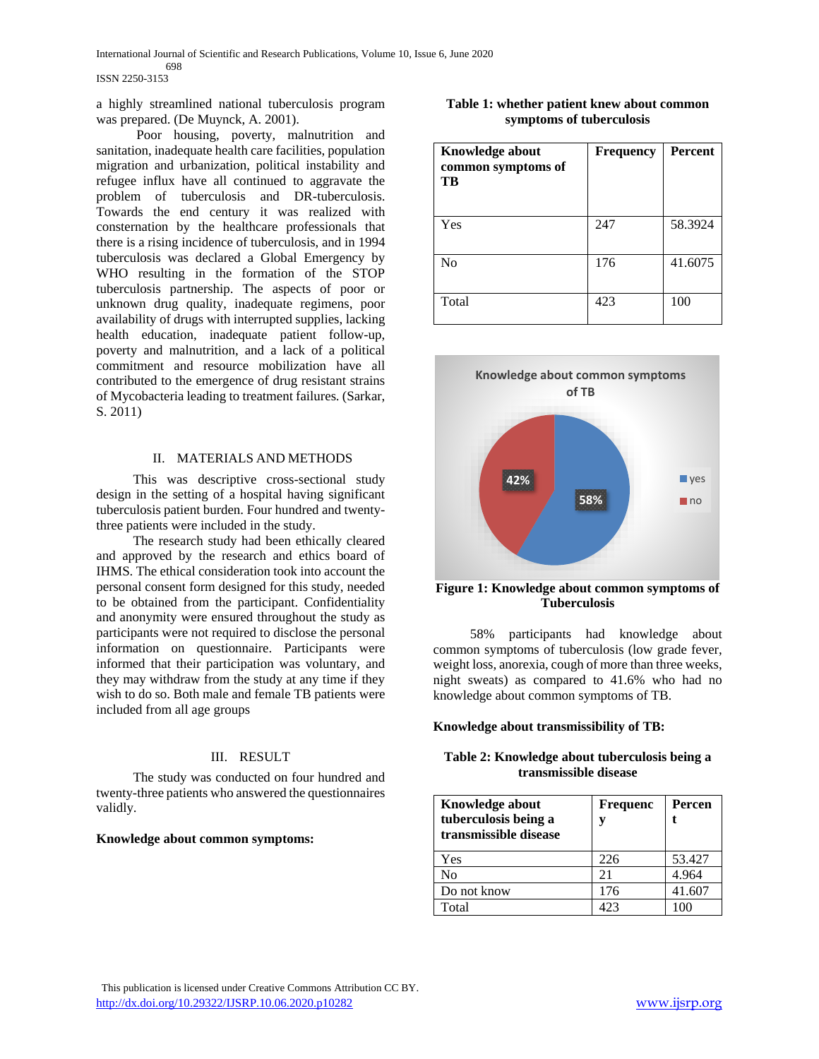a highly streamlined national tuberculosis program was prepared. (De Muynck, A. 2001).

Poor housing, poverty, malnutrition and sanitation, inadequate health care facilities, population migration and urbanization, political instability and refugee influx have all continued to aggravate the problem of tuberculosis and DR-tuberculosis. Towards the end century it was realized with consternation by the healthcare professionals that there is a rising incidence of tuberculosis, and in 1994 tuberculosis was declared a Global Emergency by WHO resulting in the formation of the STOP tuberculosis partnership. The aspects of poor or unknown drug quality, inadequate regimens, poor availability of drugs with interrupted supplies, lacking health education, inadequate patient follow-up, poverty and malnutrition, and a lack of a political commitment and resource mobilization have all contributed to the emergence of drug resistant strains of Mycobacteria leading to treatment failures. (Sarkar, S. 2011)

## II. MATERIALS AND METHODS

This was descriptive cross-sectional study design in the setting of a hospital having significant tuberculosis patient burden. Four hundred and twenty-three patients were included in the study.

The research study had been ethically cleared and approved by the research and ethics board of IHMS. The ethical consideration took into account the personal consent form designed for this study, needed to be obtained from the participant. Confidentiality and anonymity were ensured throughout the study as participants were not required to disclose the personal information on questionnaire. Participants were informed that their participation was voluntary, and they may withdraw from the study at any time if they wish to do so. Both male and female TB patients were included from all age groups

## III. RESULT

The study was conducted on four hundred and twenty-three patients who answered the questionnaires validly.

**Knowledge about common symptoms:**

**Table 1: whether patient knew about common symptoms of tuberculosis**

| Knowledge about common symptoms of TB | Frequency | Percent |
|---|---|---|
| Yes | 247 | 58.3924 |
| No | 176 | 41.6075 |
| Total | 423 | 100 |

Knowledge about common symptoms of TB

| | Percent |
|---|---|
| yes | 58% |
| no | 42% |

**Figure 1: Knowledge about common symptoms of Tuberculosis**

58% participants had knowledge about common symptoms of tuberculosis (low grade fever, weight loss, anorexia, cough of more than three weeks, night sweats) as compared to 41.6% who had no knowledge about common symptoms of TB.

**Knowledge about transmissibility of TB:**

**Table 2: Knowledge about tuberculosis being a transmissible disease**

| Knowledge about tuberculosis being a transmissible disease | Frequency | Percent |
|---|---|---|
| Yes | 226 | 53.427 |
| No | 21 | 4.964 |
| Do not know | 176 | 41.607 |
| Total | 423 | 100 |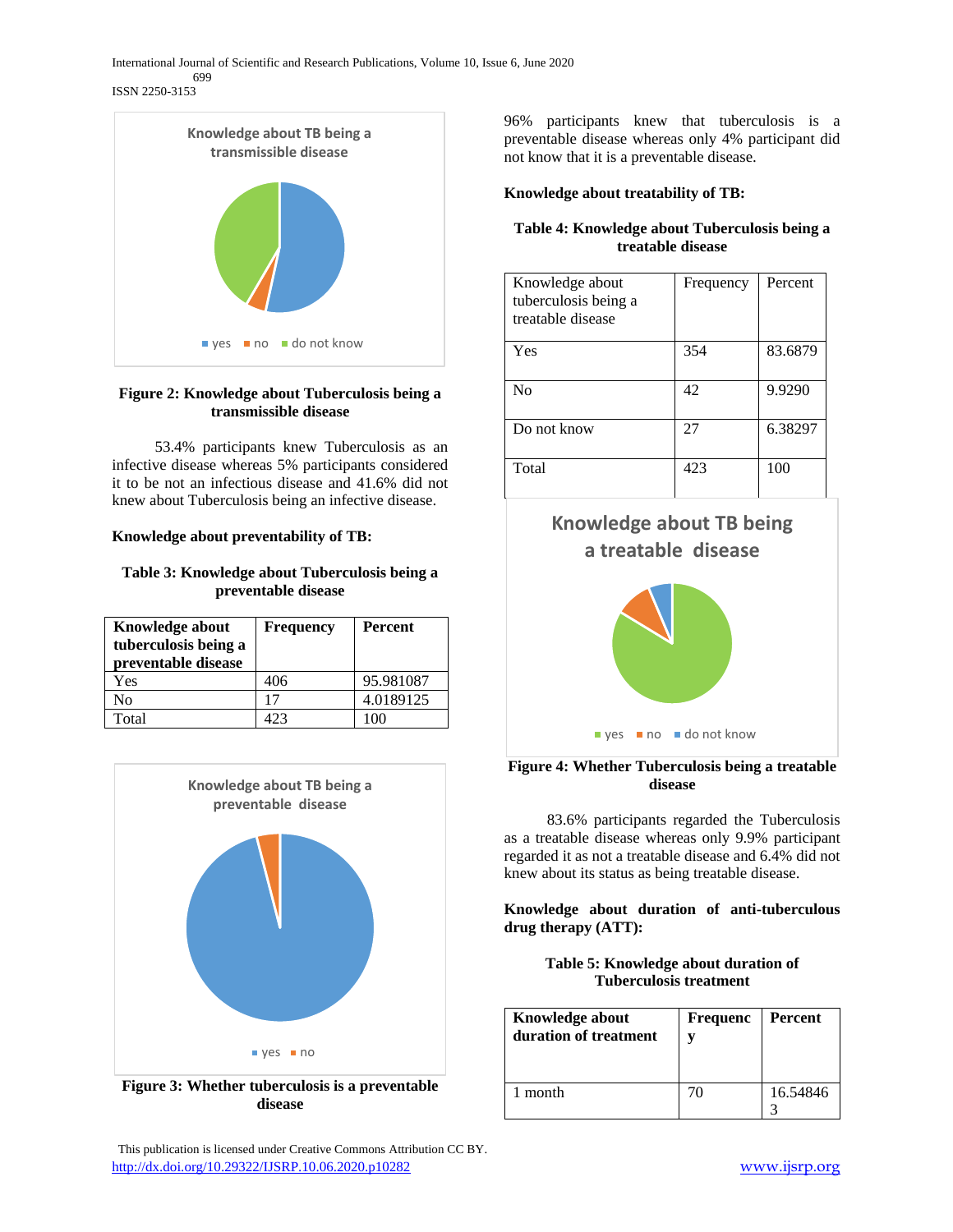**Figure 2: Knowledge about Tuberculosis being a transmissible disease**

53.4% participants knew Tuberculosis as an infective disease whereas 5% participants considered it to be not an infectious disease and 41.6% did not knew about Tuberculosis being an infective disease.

**Knowledge about preventability of TB:**

**Table 3: Knowledge about Tuberculosis being a preventable disease**

| Knowledge about tuberculosis being a preventable disease | Frequency | Percent |
|---|---|---|
| Yes | 406 | 95.981087 |
| No | 17 | 4.0189125 |
| Total | 423 | 100 |

**Figure 3: Whether tuberculosis is a preventable disease**

96% participants knew that tuberculosis is a preventable disease whereas only 4% participant did not know that it is a preventable disease.

**Knowledge about treatability of TB:**

**Table 4: Knowledge about Tuberculosis being a treatable disease**

| Knowledge about tuberculosis being a treatable disease | Frequency | Percent |
|---|---|---|
| Yes | 354 | 83.6879 |
| No | 42 | 9.9290 |
| Do not know | 27 | 6.38297 |
| Total | 423 | 100 |

**Figure 4: Whether Tuberculosis being a treatable disease**

83.6% participants regarded the Tuberculosis as a treatable disease whereas only 9.9% participant regarded it as not a treatable disease and 6.4% did not knew about its status as being treatable disease.

**Knowledge about duration of anti-tuberculous drug therapy (ATT):**

**Table 5: Knowledge about duration of Tuberculosis treatment**

| Knowledge about duration of treatment | Frequency | Percent |
|---|---|---|
| 1 month | 70 | 16.548463 |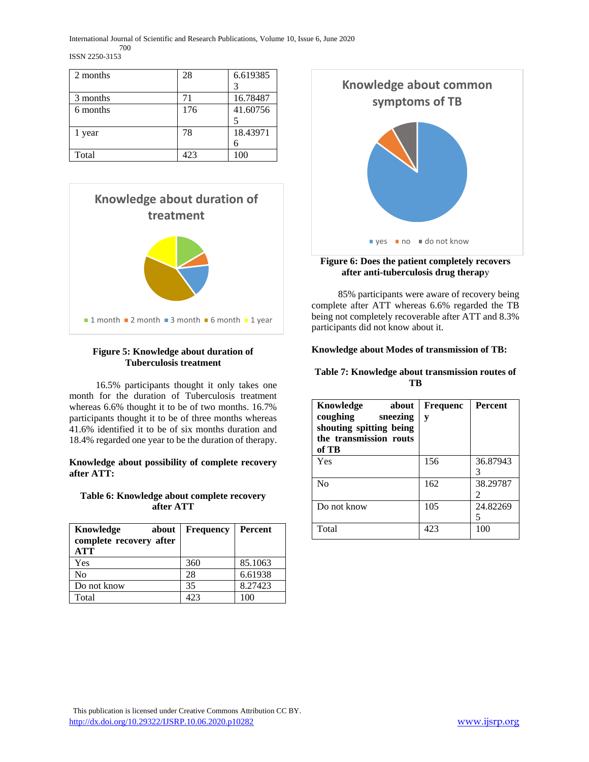| 2 months | 28 | 6.6193853 |
|---|---|---|
| 3 months | 71 | 16.78487 |
| 6 months | 176 | 41.607565 |
| 1 year | 78 | 18.439716 |
| Total | 423 | 100 |

**Figure 5: Knowledge about duration of Tuberculosis treatment**

16.5% participants thought it only takes one month for the duration of Tuberculosis treatment whereas 6.6% thought it to be of two months. 16.7% participants thought it to be of three months whereas 41.6% identified it to be of six months duration and 18.4% regarded one year to be the duration of therapy.

**Knowledge about possibility of complete recovery after ATT:**

**Table 6: Knowledge about complete recovery after ATT**

| Knowledge about complete recovery after ATT | Frequency | Percent |
|---|---|---|
| Yes | 360 | 85.1063 |
| No | 28 | 6.61938 |
| Do not know | 35 | 8.27423 |
| Total | 423 | 100 |

**Figure 6: Does the patient completely recovers after anti-tuberculosis drug therapy**

85% participants were aware of recovery being complete after ATT whereas 6.6% regarded the TB being not completely recoverable after ATT and 8.3% participants did not know about it.

**Knowledge about Modes of transmission of TB:**

**Table 7: Knowledge about transmission routes of TB**

| Knowledge about coughing sneezing shouting spitting being the transmission routs of TB | Frequency | Percent |
|---|---|---|
| Yes | 156 | 36.879433 |
| No | 162 | 38.297872 |
| Do not know | 105 | 24.822695 |
| Total | 423 | 100 |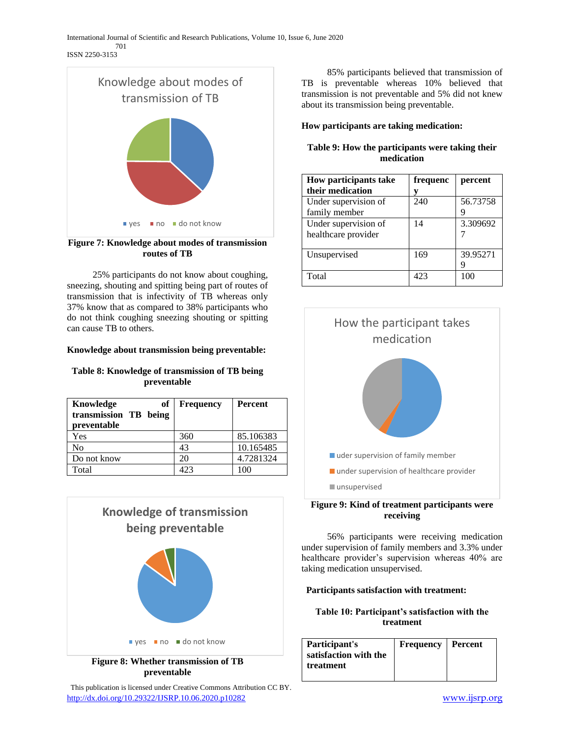Figure 7: Knowledge about modes of transmission routes of TB

25% participants do not know about coughing, sneezing, shouting and spitting being part of routes of transmission that is infectivity of TB whereas only 37% know that as compared to 38% participants who do not think coughing sneezing shouting or spitting can cause TB to others.

**Knowledge about transmission being preventable:**

**Table 8: Knowledge of transmission of TB being preventable**

| Knowledge of transmission TB being preventable | Frequency | Percent |
|---|---|---|
| Yes | 360 | 85.106383 |
| No | 43 | 10.165485 |
| Do not know | 20 | 4.7281324 |
| Total | 423 | 100 |

Figure 8: Whether transmission of TB preventable

85% participants believed that transmission of TB is preventable whereas 10% believed that transmission is not preventable and 5% did not knew about its transmission being preventable.

**How participants are taking medication:**

**Table 9: How the participants were taking their medication**

| How participants take their medication | frequency | percent |
|---|---|---|
| Under supervision of family member | 240 | 56.737589 |
| Under supervision of healthcare provider | 14 | 3.3096927 |
| Unsupervised | 169 | 39.952719 |
| Total | 423 | 100 |

Figure 9: Kind of treatment participants were receiving

56% participants were receiving medication under supervision of family members and 3.3% under healthcare provider's supervision whereas 40% are taking medication unsupervised.

**Participants satisfaction with treatment:**

**Table 10: Participant's satisfaction with the treatment**

| Participant's satisfaction with the treatment | Frequency | Percent |
|---|---|---|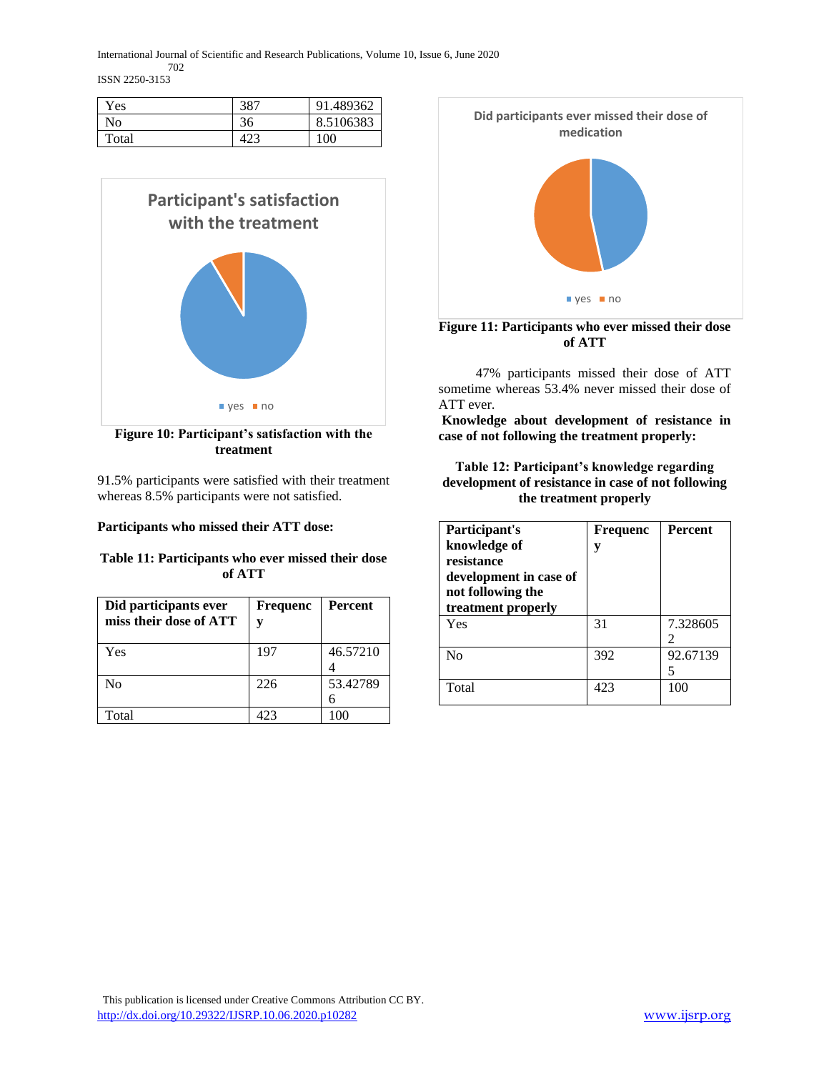| Yes | 387 | 91.489362 |
|---|---|---|
| No | 36 | 8.5106383 |
| Total | 423 | 100 |

**Figure 10: Participant's satisfaction with the treatment**

91.5% participants were satisfied with their treatment whereas 8.5% participants were not satisfied.

**Participants who missed their ATT dose:**

**Table 11: Participants who ever missed their dose of ATT**

| Did participants ever miss their dose of ATT | Frequency | Percent |
|---|---|---|
| Yes | 197 | 46.572104 |
| No | 226 | 53.427896 |
| Total | 423 | 100 |

**Figure 11: Participants who ever missed their dose of ATT**

47% participants missed their dose of ATT sometime whereas 53.4% never missed their dose of ATT ever.

**Knowledge about development of resistance in case of not following the treatment properly:**

**Table 12: Participant's knowledge regarding development of resistance in case of not following the treatment properly**

| Participant's knowledge of resistance development in case of not following the treatment properly | Frequency | Percent |
|---|---|---|
| Yes | 31 | 7.3286052 |
| No | 392 | 92.671395 |
| Total | 423 | 100 |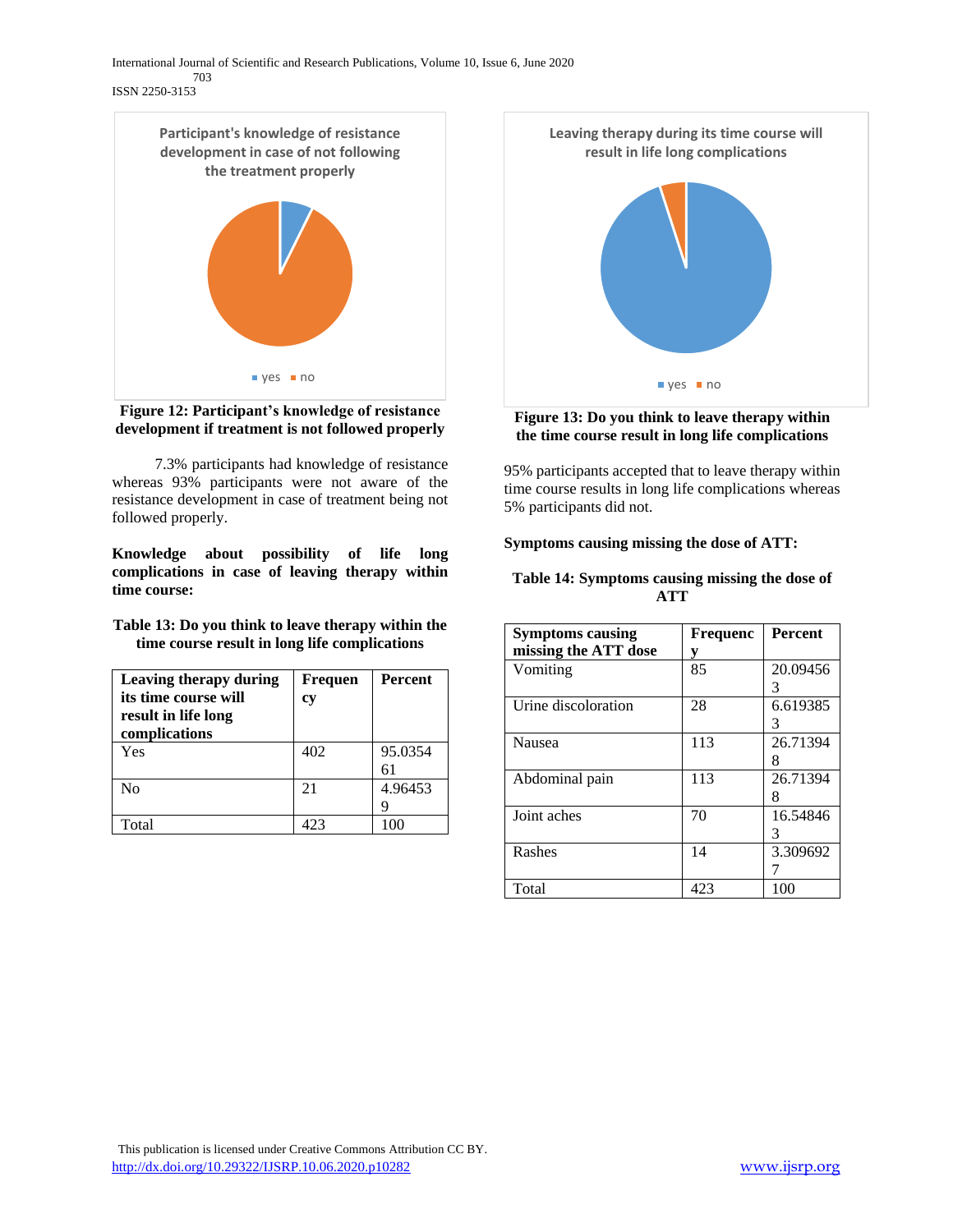**Figure 12: Participant's knowledge of resistance development if treatment is not followed properly**

7.3% participants had knowledge of resistance whereas 93% participants were not aware of the resistance development in case of treatment being not followed properly.

**Knowledge about possibility of life long complications in case of leaving therapy within time course:**

**Table 13: Do you think to leave therapy within the time course result in long life complications**

| Leaving therapy during its time course will result in life long complications | Frequency | Percent |
|---|---|---|
| Yes | 402 | 95.035461 |
| No | 21 | 4.964539 |
| Total | 423 | 100 |

**Figure 13: Do you think to leave therapy within the time course result in long life complications**

95% participants accepted that to leave therapy within time course results in long life complications whereas 5% participants did not.

**Symptoms causing missing the dose of ATT:**

**Table 14: Symptoms causing missing the dose of ATT**

| Symptoms causing missing the ATT dose | Frequency | Percent |
|---|---|---|
| Vomiting | 85 | 20.094563 |
| Urine discoloration | 28 | 6.619385 |
| Nausea | 113 | 26.713948 |
| Abdominal pain | 113 | 26.713948 |
| Joint aches | 70 | 16.548463 |
| Rashes | 14 | 3.3096927 |
| Total | 423 | 100 |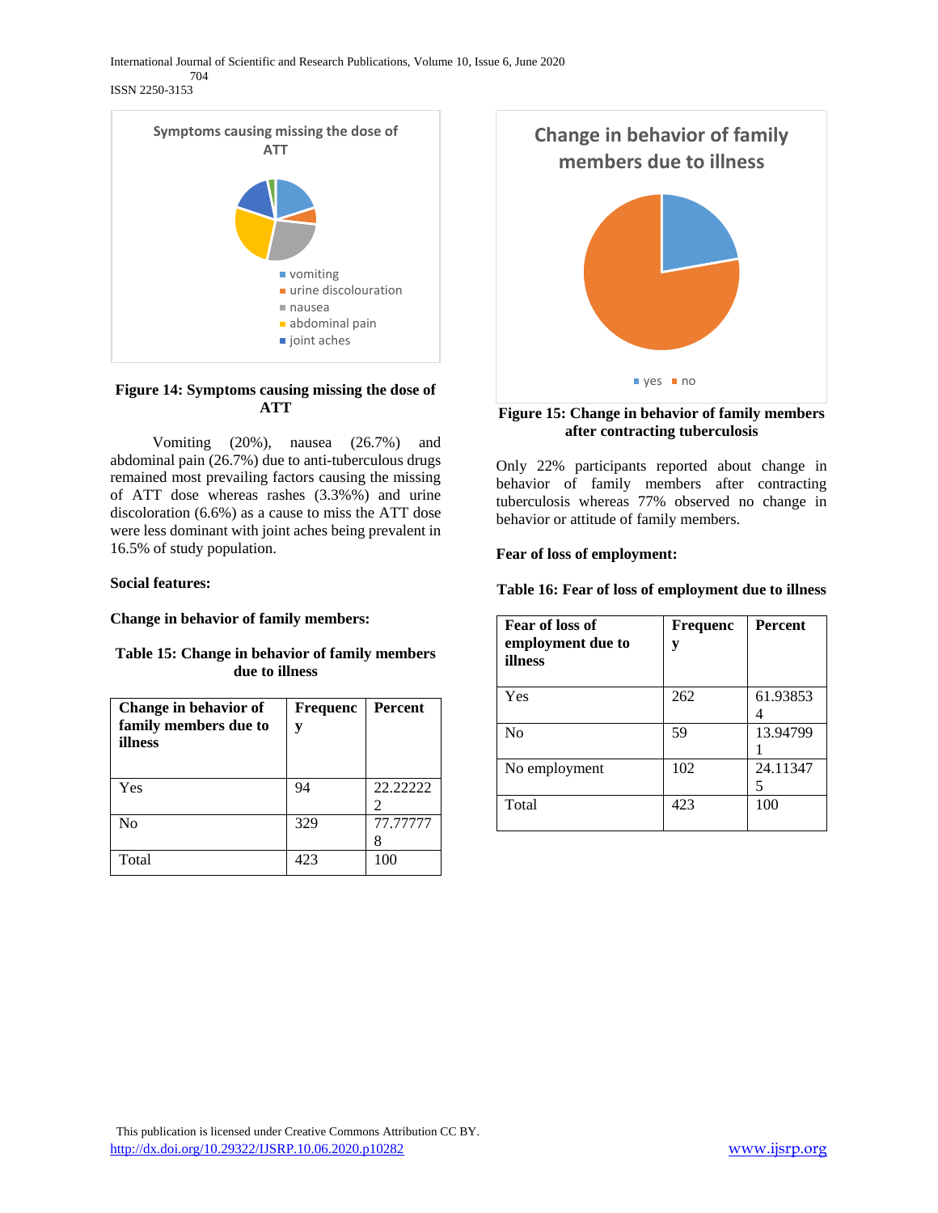Figure 14: Symptoms causing missing the dose of ATT

Vomiting (20%), nausea (26.7%) and abdominal pain (26.7%) due to anti-tuberculous drugs remained most prevailing factors causing the missing of ATT dose whereas rashes (3.3%%) and urine discoloration (6.6%) as a cause to miss the ATT dose were less dominant with joint aches being prevalent in 16.5% of study population.

**Social features:**

**Change in behavior of family members:**

**Table 15: Change in behavior of family members due to illness**

| Change in behavior of family members due to illness | Frequency | Percent |
|---|---|---|
| Yes | 94 | 22.222222 |
| No | 329 | 77.777778 |
| Total | 423 | 100 |

Figure 15: Change in behavior of family members after contracting tuberculosis

Only 22% participants reported about change in behavior of family members after contracting tuberculosis whereas 77% observed no change in behavior or attitude of family members.

**Fear of loss of employment:**

**Table 16: Fear of loss of employment due to illness**

| Fear of loss of employment due to illness | Frequency | Percent |
|---|---|---|
| Yes | 262 | 61.938534 |
| No | 59 | 13.947991 |
| No employment | 102 | 24.113475 |
| Total | 423 | 100 |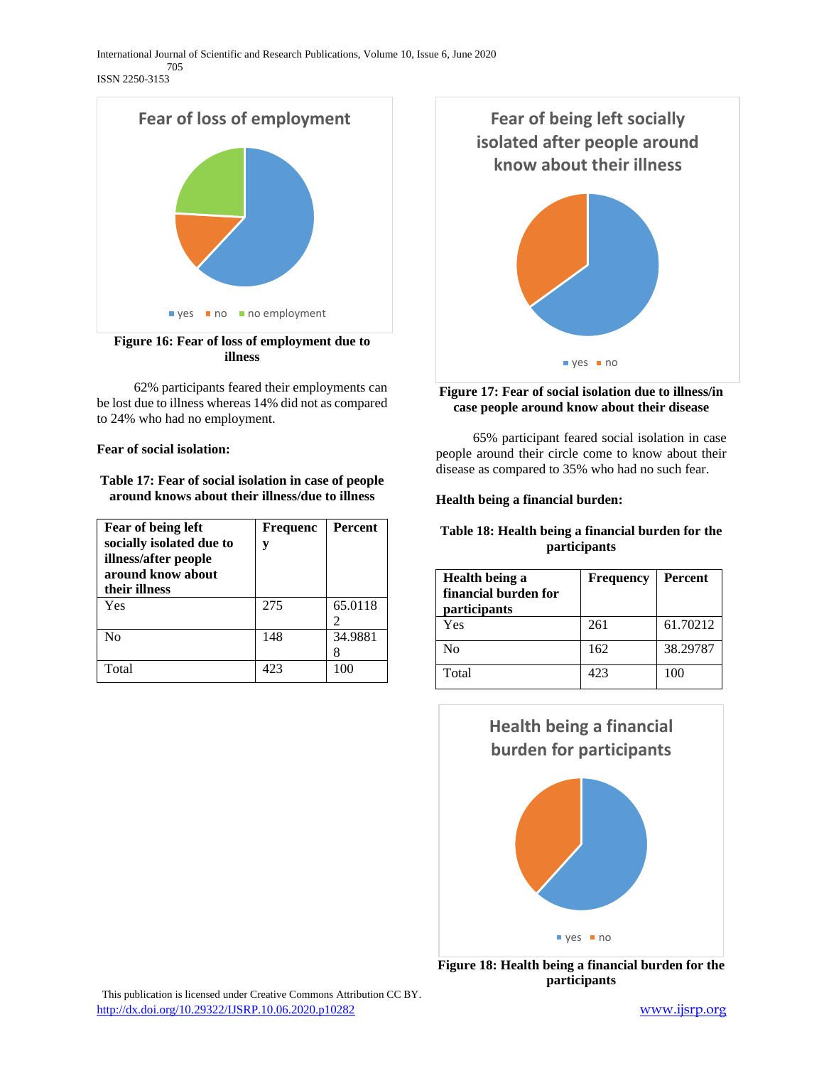Figure 16: Fear of loss of employment due to illness

62% participants feared their employments can be lost due to illness whereas 14% did not as compared to 24% who had no employment.

**Fear of social isolation:**

**Table 17: Fear of social isolation in case of people around knows about their illness/due to illness**

| Fear of being left socially isolated due to illness/after people around know about their illness | Frequency | Percent |
|---|---|---|
| Yes | 275 | 65.01182 |
| No | 148 | 34.98818 |
| Total | 423 | 100 |

Figure 17: Fear of social isolation due to illness/in case people around know about their disease

65% participant feared social isolation in case people around their circle come to know about their disease as compared to 35% who had no such fear.

**Health being a financial burden:**

**Table 18: Health being a financial burden for the participants**

| Health being a financial burden for participants | Frequency | Percent |
|---|---|---|
| Yes | 261 | 61.70212 |
| No | 162 | 38.29787 |
| Total | 423 | 100 |

Figure 18: Health being a financial burden for the participants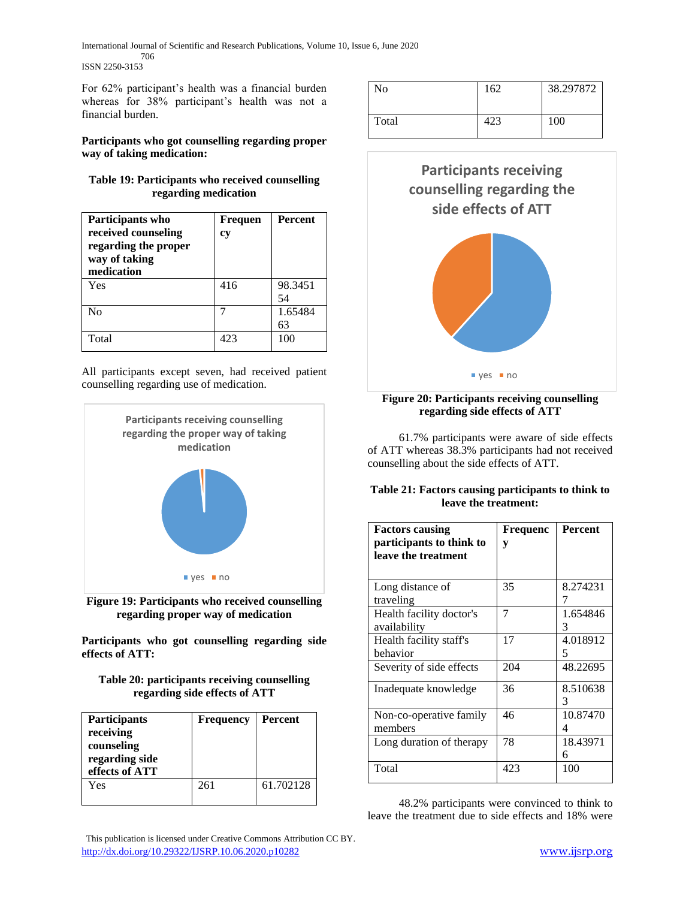For 62% participant's health was a financial burden whereas for 38% participant's health was not a financial burden.

**Participants who got counselling regarding proper way of taking medication:**

**Table 19: Participants who received counselling regarding medication**

| Participants who received counseling regarding the proper way of taking medication | Frequency | Percent |
|---|---|---|
| Yes | 416 | 98.345154 |
| No | 7 | 1.6548463 |
| Total | 423 | 100 |

All participants except seven, had received patient counselling regarding use of medication.

**Figure 19: Participants who received counselling regarding proper way of medication**

**Participants who got counselling regarding side effects of ATT:**

**Table 20: participants receiving counselling regarding side effects of ATT**

| Participants receiving counseling regarding side effects of ATT | Frequency | Percent |
|---|---|---|
| Yes | 261 | 61.702128 |
| No | 162 | 38.297872 |
| Total | 423 | 100 |

**Figure 20: Participants receiving counselling regarding side effects of ATT**

61.7% participants were aware of side effects of ATT whereas 38.3% participants had not received counselling about the side effects of ATT.

**Table 21: Factors causing participants to think to leave the treatment:**

| Factors causing participants to think to leave the treatment | Frequency | Percent |
|---|---|---|
| Long distance of traveling | 35 | 8.2742317 |
| Health facility doctor's availability | 7 | 1.6548463 |
| Health facility staff's behavior | 17 | 4.0189125 |
| Severity of side effects | 204 | 48.22695 |
| Inadequate knowledge | 36 | 8.5106383 |
| Non-co-operative family members | 46 | 10.874704 |
| Long duration of therapy | 78 | 18.439716 |
| Total | 423 | 100 |

48.2% participants were convinced to think to leave the treatment due to side effects and 18% were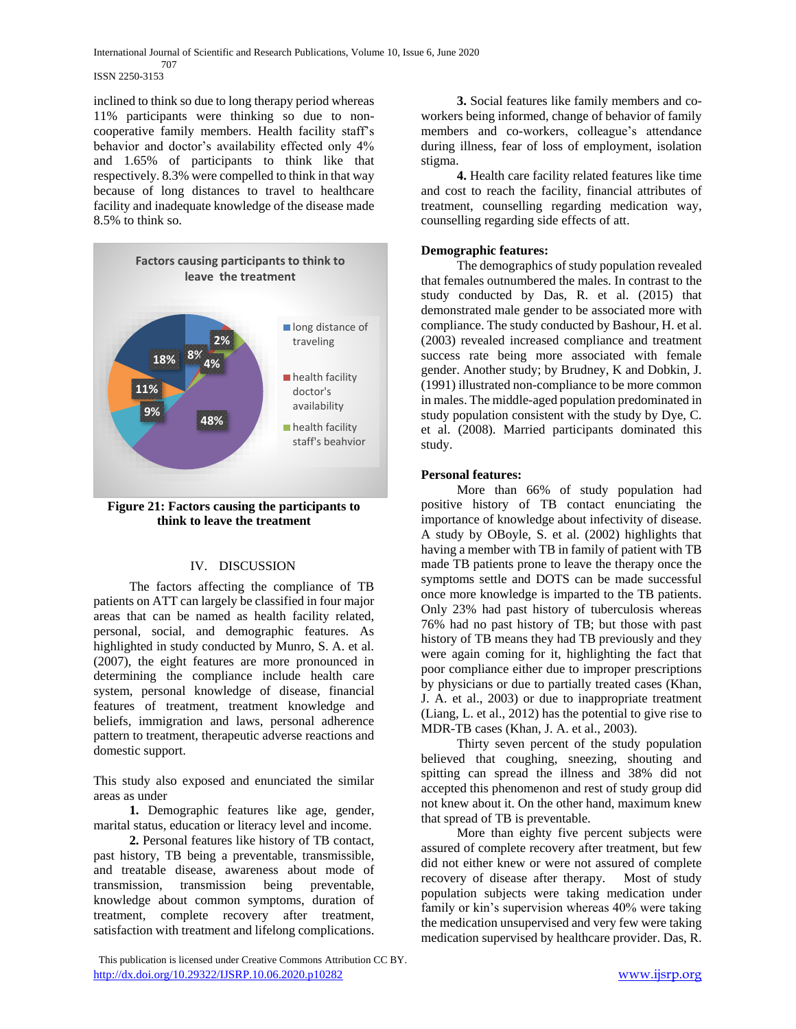inclined to think so due to long therapy period whereas 11% participants were thinking so due to non-cooperative family members. Health facility staff's behavior and doctor's availability effected only 4% and 1.65% of participants to think like that respectively. 8.3% were compelled to think in that way because of long distances to travel to healthcare facility and inadequate knowledge of the disease made 8.5% to think so.

**Figure 21: Factors causing the participants to think to leave the treatment**

## IV. DISCUSSION

The factors affecting the compliance of TB patients on ATT can largely be classified in four major areas that can be named as health facility related, personal, social, and demographic features. As highlighted in study conducted by Munro, S. A. et al. (2007), the eight features are more pronounced in determining the compliance include health care system, personal knowledge of disease, financial features of treatment, treatment knowledge and beliefs, immigration and laws, personal adherence pattern to treatment, therapeutic adverse reactions and domestic support.

This study also exposed and enunciated the similar areas as under

**1.** Demographic features like age, gender, marital status, education or literacy level and income.

**2.** Personal features like history of TB contact, past history, TB being a preventable, transmissible, and treatable disease, awareness about mode of transmission, transmission being preventable, knowledge about common symptoms, duration of treatment, complete recovery after treatment, satisfaction with treatment and lifelong complications.

**3.** Social features like family members and co-workers being informed, change of behavior of family members and co-workers, colleague's attendance during illness, fear of loss of employment, isolation stigma.

**4.** Health care facility related features like time and cost to reach the facility, financial attributes of treatment, counselling regarding medication way, counselling regarding side effects of att.

**Demographic features:**

The demographics of study population revealed that females outnumbered the males. In contrast to the study conducted by Das, R. et al. (2015) that demonstrated male gender to be associated more with compliance. The study conducted by Bashour, H. et al. (2003) revealed increased compliance and treatment success rate being more associated with female gender. Another study; by Brudney, K and Dobkin, J. (1991) illustrated non-compliance to be more common in males. The middle-aged population predominated in study population consistent with the study by Dye, C. et al. (2008). Married participants dominated this study.

**Personal features:**

More than 66% of study population had positive history of TB contact enunciating the importance of knowledge about infectivity of disease. A study by OBoyle, S. et al. (2002) highlights that having a member with TB in family of patient with TB made TB patients prone to leave the therapy once the symptoms settle and DOTS can be made successful once more knowledge is imparted to the TB patients. Only 23% had past history of tuberculosis whereas 76% had no past history of TB; but those with past history of TB means they had TB previously and they were again coming for it, highlighting the fact that poor compliance either due to improper prescriptions by physicians or due to partially treated cases (Khan, J. A. et al., 2003) or due to inappropriate treatment (Liang, L. et al., 2012) has the potential to give rise to MDR-TB cases (Khan, J. A. et al., 2003).

Thirty seven percent of the study population believed that coughing, sneezing, shouting and spitting can spread the illness and 38% did not accepted this phenomenon and rest of study group did not knew about it. On the other hand, maximum knew that spread of TB is preventable.

More than eighty five percent subjects were assured of complete recovery after treatment, but few did not either knew or were not assured of complete recovery of disease after therapy. Most of study population subjects were taking medication under family or kin's supervision whereas 40% were taking the medication unsupervised and very few were taking medication supervised by healthcare provider. Das, R.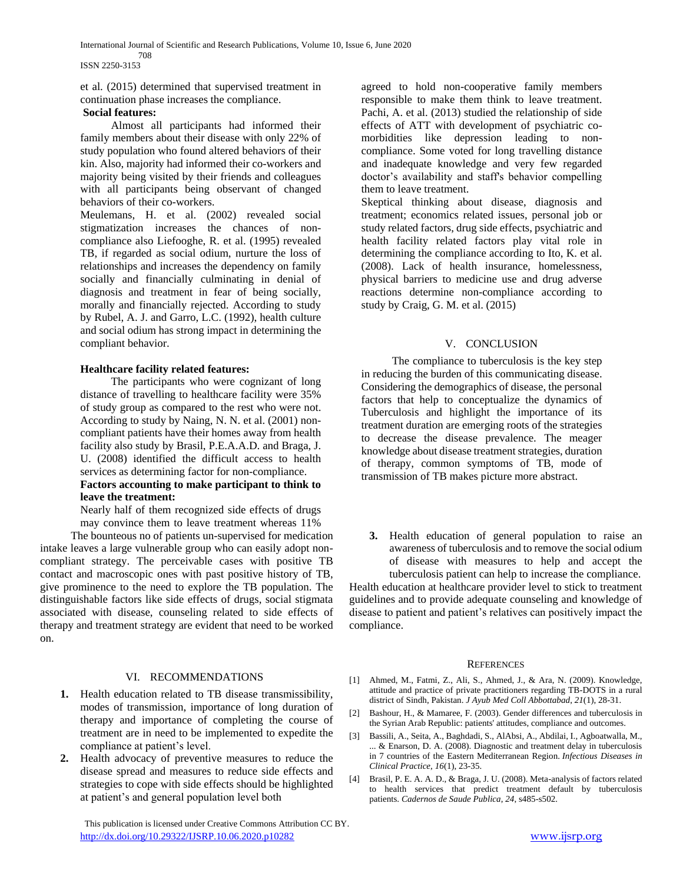et al. (2015) determined that supervised treatment in continuation phase increases the compliance.

**Social features:**

Almost all participants had informed their family members about their disease with only 22% of study population who found altered behaviors of their kin. Also, majority had informed their co-workers and majority being visited by their friends and colleagues with all participants being observant of changed behaviors of their co-workers.

Meulemans, H. et al. (2002) revealed social stigmatization increases the chances of non-compliance also Liefooghe, R. et al. (1995) revealed TB, if regarded as social odium, nurture the loss of relationships and increases the dependency on family socially and financially culminating in denial of diagnosis and treatment in fear of being socially, morally and financially rejected. According to study by Rubel, A. J. and Garro, L.C. (1992), health culture and social odium has strong impact in determining the compliant behavior.

**Healthcare facility related features:**

The participants who were cognizant of long distance of travelling to healthcare facility were 35% of study group as compared to the rest who were not. According to study by Naing, N. N. et al. (2001) non-compliant patients have their homes away from health facility also study by Brasil, P.E.A.A.D. and Braga, J. U. (2008) identified the difficult access to health services as determining factor for non-compliance.

**Factors accounting to make participant to think to leave the treatment:**

Nearly half of them recognized side effects of drugs may convince them to leave treatment whereas 11% agreed to hold non-cooperative family members responsible to make them think to leave treatment. Pachi, A. et al. (2013) studied the relationship of side effects of ATT with development of psychiatric co-morbidities like depression leading to non-compliance. Some voted for long travelling distance and inadequate knowledge and very few regarded doctor's availability and staff's behavior compelling them to leave treatment.

Skeptical thinking about disease, diagnosis and treatment; economics related issues, personal job or study related factors, drug side effects, psychiatric and health facility related factors play vital role in determining the compliance according to Ito, K. et al. (2008). Lack of health insurance, homelessness, physical barriers to medicine use and drug adverse reactions determine non-compliance according to study by Craig, G. M. et al. (2015)

## V. CONCLUSION

The compliance to tuberculosis is the key step in reducing the burden of this communicating disease. Considering the demographics of disease, the personal factors that help to conceptualize the dynamics of Tuberculosis and highlight the importance of its treatment duration are emerging roots of the strategies to decrease the disease prevalence. The meager knowledge about disease treatment strategies, duration of therapy, common symptoms of TB, mode of transmission of TB makes picture more abstract.

The bounteous no of patients un-supervised for medication intake leaves a large vulnerable group who can easily adopt non-compliant strategy. The perceivable cases with positive TB contact and macroscopic ones with past positive history of TB, give prominence to the need to explore the TB population. The distinguishable factors like side effects of drugs, social stigmata associated with disease, counseling related to side effects of therapy and treatment strategy are evident that need to be worked on.

## VI. RECOMMENDATIONS

1. Health education related to TB disease transmissibility, modes of transmission, importance of long duration of therapy and importance of completing the course of treatment are in need to be implemented to expedite the compliance at patient's level.
2. Health advocacy of preventive measures to reduce the disease spread and measures to reduce side effects and strategies to cope with side effects should be highlighted at patient's and general population level both
3. Health education of general population to raise an awareness of tuberculosis and to remove the social odium of disease with measures to help and accept the tuberculosis patient can help to increase the compliance.

Health education at healthcare provider level to stick to treatment guidelines and to provide adequate counseling and knowledge of disease to patient and patient's relatives can positively impact the compliance.

## REFERENCES

[1] Ahmed, M., Fatmi, Z., Ali, S., Ahmed, J., & Ara, N. (2009). Knowledge, attitude and practice of private practitioners regarding TB-DOTS in a rural district of Sindh, Pakistan. *J Ayub Med Coll Abbottabad*, *21*(1), 28-31.

[2] Bashour, H., & Mamaree, F. (2003). Gender differences and tuberculosis in the Syrian Arab Republic: patients' attitudes, compliance and outcomes.

[3] Bassili, A., Seita, A., Baghdadi, S., AlAbsi, A., Abdilai, I., Agboatwalla, M., ... & Enarson, D. A. (2008). Diagnostic and treatment delay in tuberculosis in 7 countries of the Eastern Mediterranean Region. *Infectious Diseases in Clinical Practice*, *16*(1), 23-35.

[4] Brasil, P. E. A. A. D., & Braga, J. U. (2008). Meta-analysis of factors related to health services that predict treatment default by tuberculosis patients. *Cadernos de Saude Publica*, *24*, s485-s502.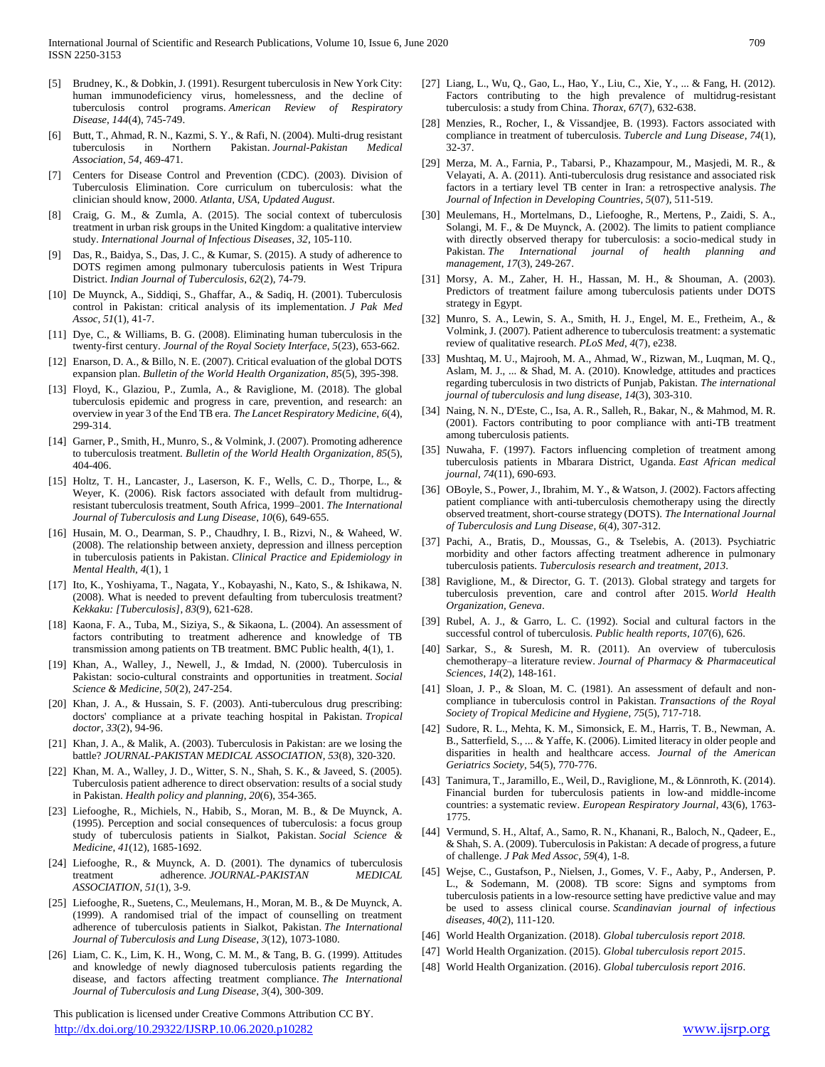[5] Brudney, K., & Dobkin, J. (1991). Resurgent tuberculosis in New York City: human immunodeficiency virus, homelessness, and the decline of tuberculosis control programs. *American Review of Respiratory Disease*, *144*(4), 745-749.

[6] Butt, T., Ahmad, R. N., Kazmi, S. Y., & Rafi, N. (2004). Multi-drug resistant tuberculosis in Northern Pakistan. *Journal-Pakistan Medical Association*, *54*, 469-471.

[7] Centers for Disease Control and Prevention (CDC). (2003). Division of Tuberculosis Elimination. Core curriculum on tuberculosis: what the clinician should know, 2000. *Atlanta, USA, Updated August*.

[8] Craig, G. M., & Zumla, A. (2015). The social context of tuberculosis treatment in urban risk groups in the United Kingdom: a qualitative interview study. *International Journal of Infectious Diseases*, *32*, 105-110.

[9] Das, R., Baidya, S., Das, J. C., & Kumar, S. (2015). A study of adherence to DOTS regimen among pulmonary tuberculosis patients in West Tripura District. *Indian Journal of Tuberculosis*, *62*(2), 74-79.

[10] De Muynck, A., Siddiqi, S., Ghaffar, A., & Sadiq, H. (2001). Tuberculosis control in Pakistan: critical analysis of its implementation. *J Pak Med Assoc*, *51*(1), 41-7.

[11] Dye, C., & Williams, B. G. (2008). Eliminating human tuberculosis in the twenty-first century. *Journal of the Royal Society Interface*, *5*(23), 653-662.

[12] Enarson, D. A., & Billo, N. E. (2007). Critical evaluation of the global DOTS expansion plan. *Bulletin of the World Health Organization*, *85*(5), 395-398.

[13] Floyd, K., Glaziou, P., Zumla, A., & Raviglione, M. (2018). The global tuberculosis epidemic and progress in care, prevention, and research: an overview in year 3 of the End TB era. *The Lancet Respiratory Medicine*, *6*(4), 299-314.

[14] Garner, P., Smith, H., Munro, S., & Volmink, J. (2007). Promoting adherence to tuberculosis treatment. *Bulletin of the World Health Organization*, *85*(5), 404-406.

[15] Holtz, T. H., Lancaster, J., Laserson, K. F., Wells, C. D., Thorpe, L., & Weyer, K. (2006). Risk factors associated with default from multidrug-resistant tuberculosis treatment, South Africa, 1999–2001. *The International Journal of Tuberculosis and Lung Disease*, *10*(6), 649-655.

[16] Husain, M. O., Dearman, S. P., Chaudhry, I. B., Rizvi, N., & Waheed, W. (2008). The relationship between anxiety, depression and illness perception in tuberculosis patients in Pakistan. *Clinical Practice and Epidemiology in Mental Health*, *4*(1), 1

[17] Ito, K., Yoshiyama, T., Nagata, Y., Kobayashi, N., Kato, S., & Ishikawa, N. (2008). What is needed to prevent defaulting from tuberculosis treatment? *Kekkaku: [Tuberculosis]*, *83*(9), 621-628.

[18] Kaona, F. A., Tuba, M., Siziya, S., & Sikaona, L. (2004). An assessment of factors contributing to treatment adherence and knowledge of TB transmission among patients on TB treatment. BMC Public health, 4(1), 1.

[19] Khan, A., Walley, J., Newell, J., & Imdad, N. (2000). Tuberculosis in Pakistan: socio-cultural constraints and opportunities in treatment. *Social Science & Medicine*, *50*(2), 247-254.

[20] Khan, J. A., & Hussain, S. F. (2003). Anti-tuberculous drug prescribing: doctors' compliance at a private teaching hospital in Pakistan. *Tropical doctor*, *33*(2), 94-96.

[21] Khan, J. A., & Malik, A. (2003). Tuberculosis in Pakistan: are we losing the battle? *JOURNAL-PAKISTAN MEDICAL ASSOCIATION*, *53*(8), 320-320.

[22] Khan, M. A., Walley, J. D., Witter, S. N., Shah, S. K., & Javeed, S. (2005). Tuberculosis patient adherence to direct observation: results of a social study in Pakistan. *Health policy and planning*, *20*(6), 354-365.

[23] Liefooghe, R., Michiels, N., Habib, S., Moran, M. B., & De Muynck, A. (1995). Perception and social consequences of tuberculosis: a focus group study of tuberculosis patients in Sialkot, Pakistan. *Social Science & Medicine*, *41*(12), 1685-1692.

[24] Liefooghe, R., & Muynck, A. D. (2001). The dynamics of tuberculosis treatment adherence. *JOURNAL-PAKISTAN MEDICAL ASSOCIATION*, *51*(1), 3-9.

[25] Liefooghe, R., Suetens, C., Meulemans, H., Moran, M. B., & De Muynck, A. (1999). A randomised trial of the impact of counselling on treatment adherence of tuberculosis patients in Sialkot, Pakistan. *The International Journal of Tuberculosis and Lung Disease*, *3*(12), 1073-1080.

[26] Liam, C. K., Lim, K. H., Wong, C. M. M., & Tang, B. G. (1999). Attitudes and knowledge of newly diagnosed tuberculosis patients regarding the disease, and factors affecting treatment compliance. *The International Journal of Tuberculosis and Lung Disease*, *3*(4), 300-309.

[27] Liang, L., Wu, Q., Gao, L., Hao, Y., Liu, C., Xie, Y., ... & Fang, H. (2012). Factors contributing to the high prevalence of multidrug-resistant tuberculosis: a study from China. *Thorax*, *67*(7), 632-638.

[28] Menzies, R., Rocher, I., & Vissandjee, B. (1993). Factors associated with compliance in treatment of tuberculosis. *Tubercle and Lung Disease*, *74*(1), 32-37.

[29] Merza, M. A., Farnia, P., Tabarsi, P., Khazampour, M., Masjedi, M. R., & Velayati, A. A. (2011). Anti-tuberculosis drug resistance and associated risk factors in a tertiary level TB center in Iran: a retrospective analysis. *The Journal of Infection in Developing Countries*, *5*(07), 511-519.

[30] Meulemans, H., Mortelmans, D., Liefooghe, R., Mertens, P., Zaidi, S. A., Solangi, M. F., & De Muynck, A. (2002). The limits to patient compliance with directly observed therapy for tuberculosis: a socio-medical study in Pakistan. *The International journal of health planning and management*, *17*(3), 249-267.

[31] Morsy, A. M., Zaher, H. H., Hassan, M. H., & Shouman, A. (2003). Predictors of treatment failure among tuberculosis patients under DOTS strategy in Egypt.

[32] Munro, S. A., Lewin, S. A., Smith, H. J., Engel, M. E., Fretheim, A., & Volmink, J. (2007). Patient adherence to tuberculosis treatment: a systematic review of qualitative research. *PLoS Med*, *4*(7), e238.

[33] Mushtaq, M. U., Majrooh, M. A., Ahmad, W., Rizwan, M., Luqman, M. Q., Aslam, M. J., ... & Shad, M. A. (2010). Knowledge, attitudes and practices regarding tuberculosis in two districts of Punjab, Pakistan. *The international journal of tuberculosis and lung disease*, *14*(3), 303-310.

[34] Naing, N. N., D'Este, C., Isa, A. R., Salleh, R., Bakar, N., & Mahmod, M. R. (2001). Factors contributing to poor compliance with anti-TB treatment among tuberculosis patients.

[35] Nuwaha, F. (1997). Factors influencing completion of treatment among tuberculosis patients in Mbarara District, Uganda. *East African medical journal*, *74*(11), 690-693.

[36] OBoyle, S., Power, J., Ibrahim, M. Y., & Watson, J. (2002). Factors affecting patient compliance with anti-tuberculosis chemotherapy using the directly observed treatment, short-course strategy (DOTS). *The International Journal of Tuberculosis and Lung Disease*, *6*(4), 307-312.

[37] Pachi, A., Bratis, D., Moussas, G., & Tselebis, A. (2013). Psychiatric morbidity and other factors affecting treatment adherence in pulmonary tuberculosis patients. *Tuberculosis research and treatment*, *2013*.

[38] Raviglione, M., & Director, G. T. (2013). Global strategy and targets for tuberculosis prevention, care and control after 2015. *World Health Organization, Geneva*.

[39] Rubel, A. J., & Garro, L. C. (1992). Social and cultural factors in the successful control of tuberculosis. *Public health reports*, *107*(6), 626.

[40] Sarkar, S., & Suresh, M. R. (2011). An overview of tuberculosis chemotherapy–a literature review. *Journal of Pharmacy & Pharmaceutical Sciences*, *14*(2), 148-161.

[41] Sloan, J. P., & Sloan, M. C. (1981). An assessment of default and non-compliance in tuberculosis control in Pakistan. *Transactions of the Royal Society of Tropical Medicine and Hygiene*, *75*(5), 717-718.

[42] Sudore, R. L., Mehta, K. M., Simonsick, E. M., Harris, T. B., Newman, A. B., Satterfield, S., ... & Yaffe, K. (2006). Limited literacy in older people and disparities in health and healthcare access. *Journal of the American Geriatrics Society*, 54(5), 770-776.

[43] Tanimura, T., Jaramillo, E., Weil, D., Raviglione, M., & Lönnroth, K. (2014). Financial burden for tuberculosis patients in low-and middle-income countries: a systematic review. *European Respiratory Journal*, 43(6), 1763-1775.

[44] Vermund, S. H., Altaf, A., Samo, R. N., Khanani, R., Baloch, N., Qadeer, E., & Shah, S. A. (2009). Tuberculosis in Pakistan: A decade of progress, a future of challenge. *J Pak Med Assoc*, *59*(4), 1-8.

[45] Wejse, C., Gustafson, P., Nielsen, J., Gomes, V. F., Aaby, P., Andersen, P. L., & Sodemann, M. (2008). TB score: Signs and symptoms from tuberculosis patients in a low-resource setting have predictive value and may be used to assess clinical course. *Scandinavian journal of infectious diseases*, *40*(2), 111-120.

[46] World Health Organization. (2018). *Global tuberculosis report 2018*.

[47] World Health Organization. (2015). *Global tuberculosis report 2015*.

[48] World Health Organization. (2016). *Global tuberculosis report 2016*.

This publication is licensed under Creative Commons Attribution CC BY.
http://dx.doi.org/10.29322/IJSRP.10.06.2020.p10282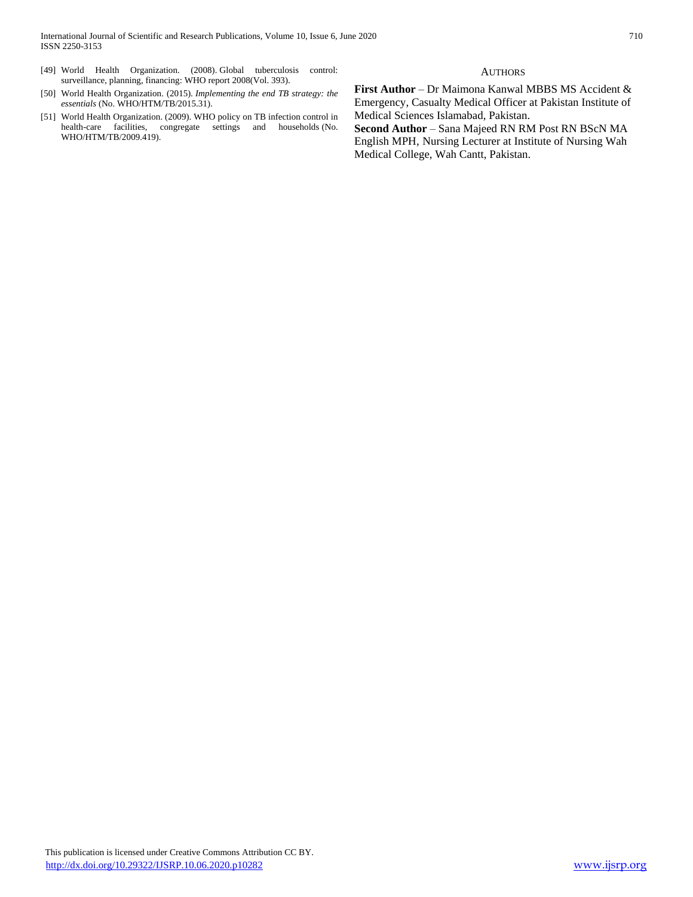[49] World Health Organization. (2008). Global tuberculosis control: surveillance, planning, financing: WHO report 2008(Vol. 393).

[50] World Health Organization. (2015). *Implementing the end TB strategy: the essentials* (No. WHO/HTM/TB/2015.31).

[51] World Health Organization. (2009). WHO policy on TB infection control in health-care facilities, congregate settings and households (No. WHO/HTM/TB/2009.419).

## AUTHORS

**First Author** – Dr Maimona Kanwal MBBS MS Accident & Emergency, Casualty Medical Officer at Pakistan Institute of Medical Sciences Islamabad, Pakistan.

**Second Author** – Sana Majeed RN RM Post RN BScN MA English MPH, Nursing Lecturer at Institute of Nursing Wah Medical College, Wah Cantt, Pakistan.

This publication is licensed under Creative Commons Attribution CC BY.
http://dx.doi.org/10.29322/IJSRP.10.06.2020.p10282